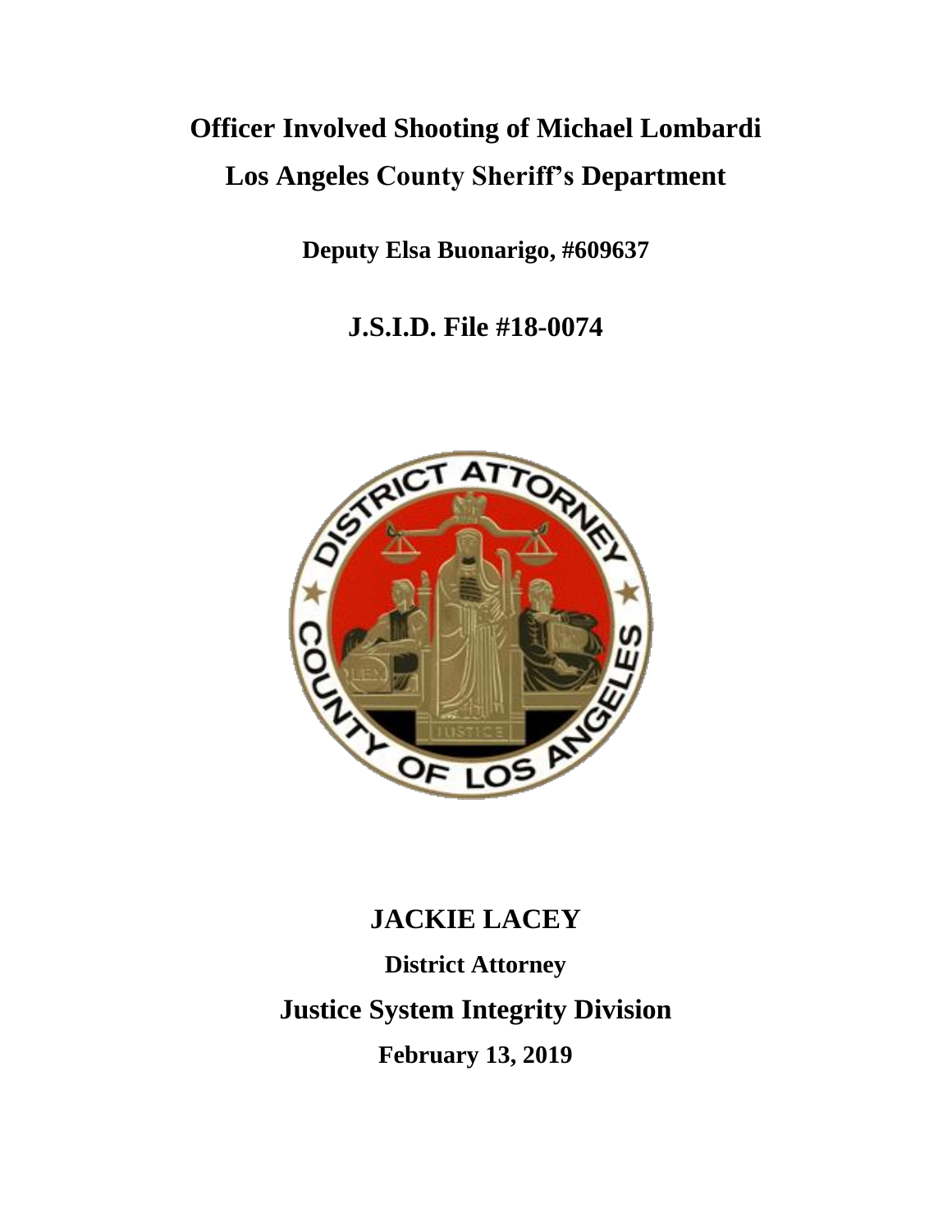# Officer Involved Shooting of Michael Lombardi

# Los Angeles County Sheriff's Department

**Deputy Elsa Buonarigo, #609637**

## J.S.I.D. File #18-0074

## JACKIE LACEY

**District Attorney**

## Justice System Integrity Division

**February 13, 2019**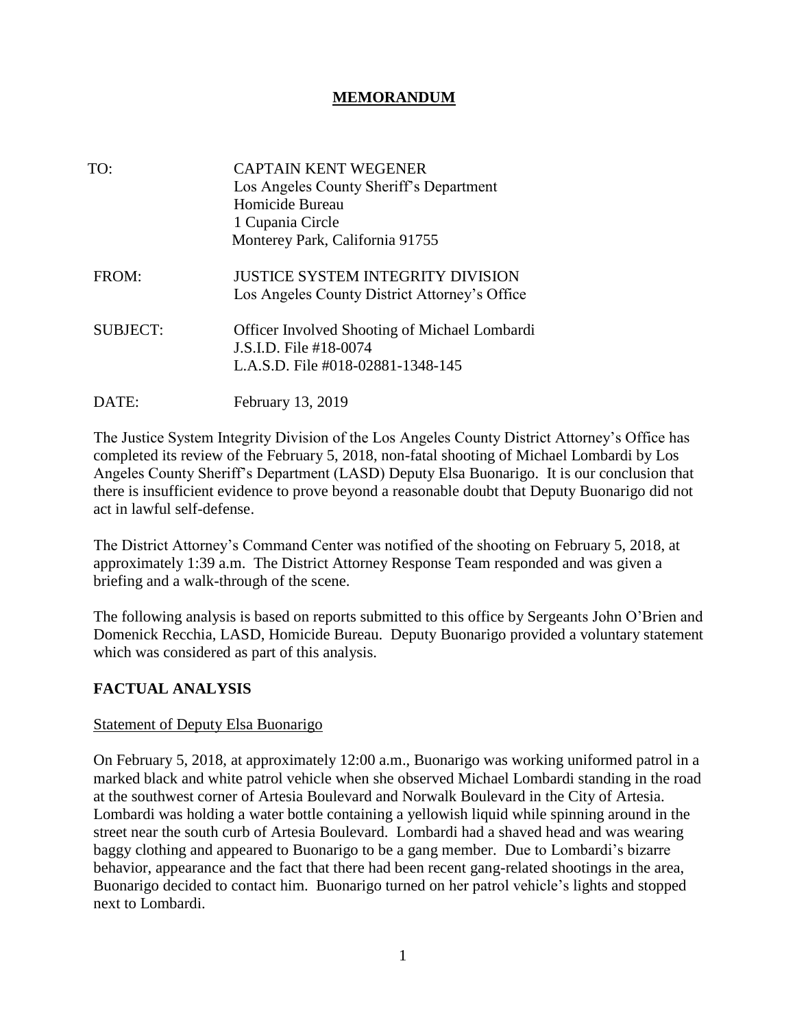# MEMORANDUM

| | |
|---|---|
| TO: | CAPTAIN KENT WEGENER<br>Los Angeles County Sheriff's Department<br>Homicide Bureau<br>1 Cupania Circle<br>Monterey Park, California 91755 |
| FROM: | JUSTICE SYSTEM INTEGRITY DIVISION<br>Los Angeles County District Attorney's Office |
| SUBJECT: | Officer Involved Shooting of Michael Lombardi<br>J.S.I.D. File #18-0074<br>L.A.S.D. File #018-02881-1348-145 |
| DATE: | February 13, 2019 |

The Justice System Integrity Division of the Los Angeles County District Attorney's Office has completed its review of the February 5, 2018, non-fatal shooting of Michael Lombardi by Los Angeles County Sheriff's Department (LASD) Deputy Elsa Buonarigo. It is our conclusion that there is insufficient evidence to prove beyond a reasonable doubt that Deputy Buonarigo did not act in lawful self-defense.

The District Attorney's Command Center was notified of the shooting on February 5, 2018, at approximately 1:39 a.m. The District Attorney Response Team responded and was given a briefing and a walk-through of the scene.

The following analysis is based on reports submitted to this office by Sergeants John O'Brien and Domenick Recchia, LASD, Homicide Bureau. Deputy Buonarigo provided a voluntary statement which was considered as part of this analysis.

## FACTUAL ANALYSIS

Statement of Deputy Elsa Buonarigo

On February 5, 2018, at approximately 12:00 a.m., Buonarigo was working uniformed patrol in a marked black and white patrol vehicle when she observed Michael Lombardi standing in the road at the southwest corner of Artesia Boulevard and Norwalk Boulevard in the City of Artesia. Lombardi was holding a water bottle containing a yellowish liquid while spinning around in the street near the south curb of Artesia Boulevard. Lombardi had a shaved head and was wearing baggy clothing and appeared to Buonarigo to be a gang member. Due to Lombardi's bizarre behavior, appearance and the fact that there had been recent gang-related shootings in the area, Buonarigo decided to contact him. Buonarigo turned on her patrol vehicle's lights and stopped next to Lombardi.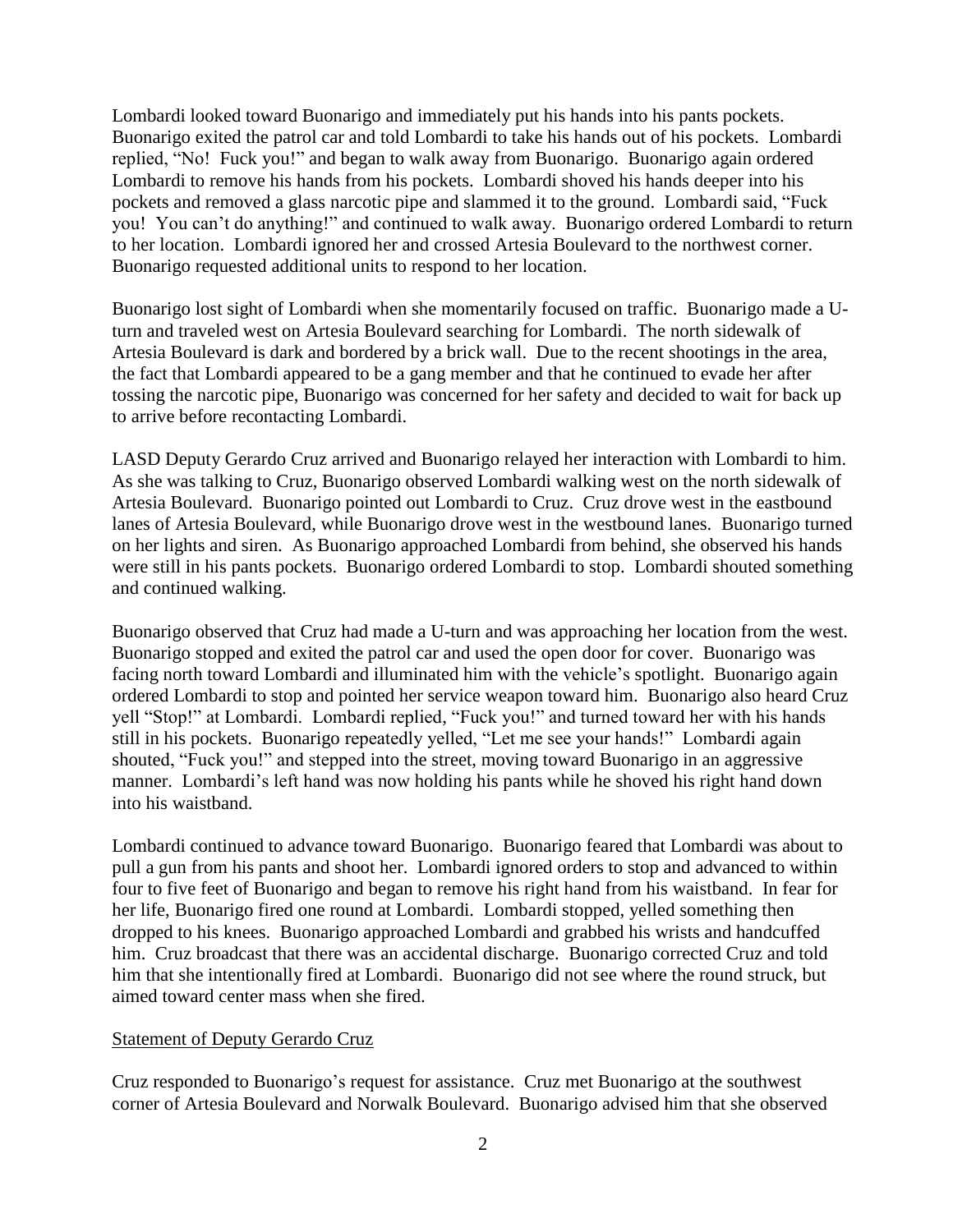Lombardi looked toward Buonarigo and immediately put his hands into his pants pockets. Buonarigo exited the patrol car and told Lombardi to take his hands out of his pockets. Lombardi replied, "No! Fuck you!" and began to walk away from Buonarigo. Buonarigo again ordered Lombardi to remove his hands from his pockets. Lombardi shoved his hands deeper into his pockets and removed a glass narcotic pipe and slammed it to the ground. Lombardi said, "Fuck you! You can't do anything!" and continued to walk away. Buonarigo ordered Lombardi to return to her location. Lombardi ignored her and crossed Artesia Boulevard to the northwest corner. Buonarigo requested additional units to respond to her location.

Buonarigo lost sight of Lombardi when she momentarily focused on traffic. Buonarigo made a U-turn and traveled west on Artesia Boulevard searching for Lombardi. The north sidewalk of Artesia Boulevard is dark and bordered by a brick wall. Due to the recent shootings in the area, the fact that Lombardi appeared to be a gang member and that he continued to evade her after tossing the narcotic pipe, Buonarigo was concerned for her safety and decided to wait for back up to arrive before recontacting Lombardi.

LASD Deputy Gerardo Cruz arrived and Buonarigo relayed her interaction with Lombardi to him. As she was talking to Cruz, Buonarigo observed Lombardi walking west on the north sidewalk of Artesia Boulevard. Buonarigo pointed out Lombardi to Cruz. Cruz drove west in the eastbound lanes of Artesia Boulevard, while Buonarigo drove west in the westbound lanes. Buonarigo turned on her lights and siren. As Buonarigo approached Lombardi from behind, she observed his hands were still in his pants pockets. Buonarigo ordered Lombardi to stop. Lombardi shouted something and continued walking.

Buonarigo observed that Cruz had made a U-turn and was approaching her location from the west. Buonarigo stopped and exited the patrol car and used the open door for cover. Buonarigo was facing north toward Lombardi and illuminated him with the vehicle's spotlight. Buonarigo again ordered Lombardi to stop and pointed her service weapon toward him. Buonarigo also heard Cruz yell "Stop!" at Lombardi. Lombardi replied, "Fuck you!" and turned toward her with his hands still in his pockets. Buonarigo repeatedly yelled, "Let me see your hands!" Lombardi again shouted, "Fuck you!" and stepped into the street, moving toward Buonarigo in an aggressive manner. Lombardi's left hand was now holding his pants while he shoved his right hand down into his waistband.

Lombardi continued to advance toward Buonarigo. Buonarigo feared that Lombardi was about to pull a gun from his pants and shoot her. Lombardi ignored orders to stop and advanced to within four to five feet of Buonarigo and began to remove his right hand from his waistband. In fear for her life, Buonarigo fired one round at Lombardi. Lombardi stopped, yelled something then dropped to his knees. Buonarigo approached Lombardi and grabbed his wrists and handcuffed him. Cruz broadcast that there was an accidental discharge. Buonarigo corrected Cruz and told him that she intentionally fired at Lombardi. Buonarigo did not see where the round struck, but aimed toward center mass when she fired.

<u>Statement of Deputy Gerardo Cruz</u>

Cruz responded to Buonarigo's request for assistance. Cruz met Buonarigo at the southwest corner of Artesia Boulevard and Norwalk Boulevard. Buonarigo advised him that she observed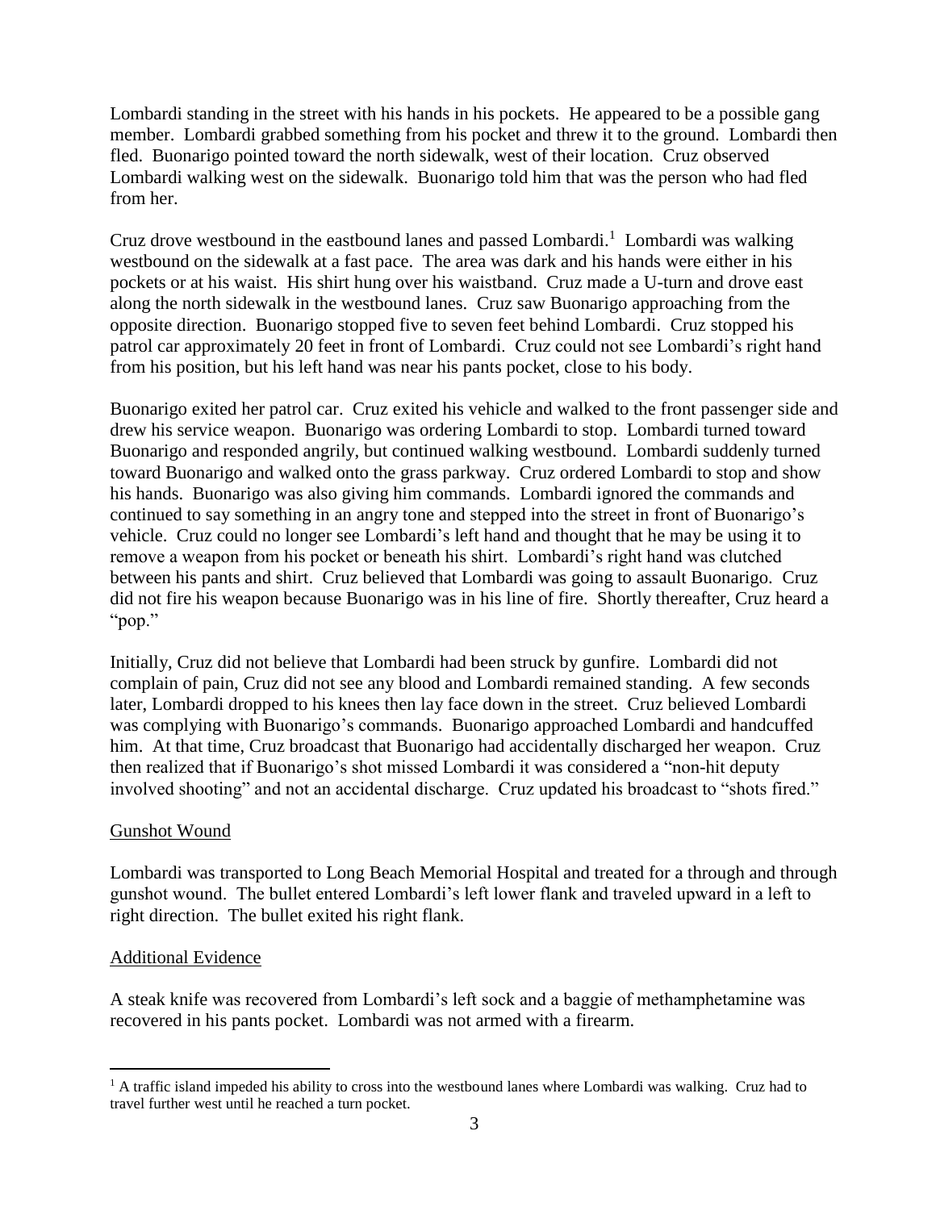Lombardi standing in the street with his hands in his pockets. He appeared to be a possible gang member. Lombardi grabbed something from his pocket and threw it to the ground. Lombardi then fled. Buonarigo pointed toward the north sidewalk, west of their location. Cruz observed Lombardi walking west on the sidewalk. Buonarigo told him that was the person who had fled from her.

Cruz drove westbound in the eastbound lanes and passed Lombardi.[1] Lombardi was walking westbound on the sidewalk at a fast pace. The area was dark and his hands were either in his pockets or at his waist. His shirt hung over his waistband. Cruz made a U-turn and drove east along the north sidewalk in the westbound lanes. Cruz saw Buonarigo approaching from the opposite direction. Buonarigo stopped five to seven feet behind Lombardi. Cruz stopped his patrol car approximately 20 feet in front of Lombardi. Cruz could not see Lombardi's right hand from his position, but his left hand was near his pants pocket, close to his body.

Buonarigo exited her patrol car. Cruz exited his vehicle and walked to the front passenger side and drew his service weapon. Buonarigo was ordering Lombardi to stop. Lombardi turned toward Buonarigo and responded angrily, but continued walking westbound. Lombardi suddenly turned toward Buonarigo and walked onto the grass parkway. Cruz ordered Lombardi to stop and show his hands. Buonarigo was also giving him commands. Lombardi ignored the commands and continued to say something in an angry tone and stepped into the street in front of Buonarigo's vehicle. Cruz could no longer see Lombardi's left hand and thought that he may be using it to remove a weapon from his pocket or beneath his shirt. Lombardi's right hand was clutched between his pants and shirt. Cruz believed that Lombardi was going to assault Buonarigo. Cruz did not fire his weapon because Buonarigo was in his line of fire. Shortly thereafter, Cruz heard a "pop."

Initially, Cruz did not believe that Lombardi had been struck by gunfire. Lombardi did not complain of pain, Cruz did not see any blood and Lombardi remained standing. A few seconds later, Lombardi dropped to his knees then lay face down in the street. Cruz believed Lombardi was complying with Buonarigo's commands. Buonarigo approached Lombardi and handcuffed him. At that time, Cruz broadcast that Buonarigo had accidentally discharged her weapon. Cruz then realized that if Buonarigo's shot missed Lombardi it was considered a "non-hit deputy involved shooting" and not an accidental discharge. Cruz updated his broadcast to "shots fired."

## Gunshot Wound

Lombardi was transported to Long Beach Memorial Hospital and treated for a through and through gunshot wound. The bullet entered Lombardi's left lower flank and traveled upward in a left to right direction. The bullet exited his right flank.

## Additional Evidence

A steak knife was recovered from Lombardi's left sock and a baggie of methamphetamine was recovered in his pants pocket. Lombardi was not armed with a firearm.

---

[1] A traffic island impeded his ability to cross into the westbound lanes where Lombardi was walking. Cruz had to travel further west until he reached a turn pocket.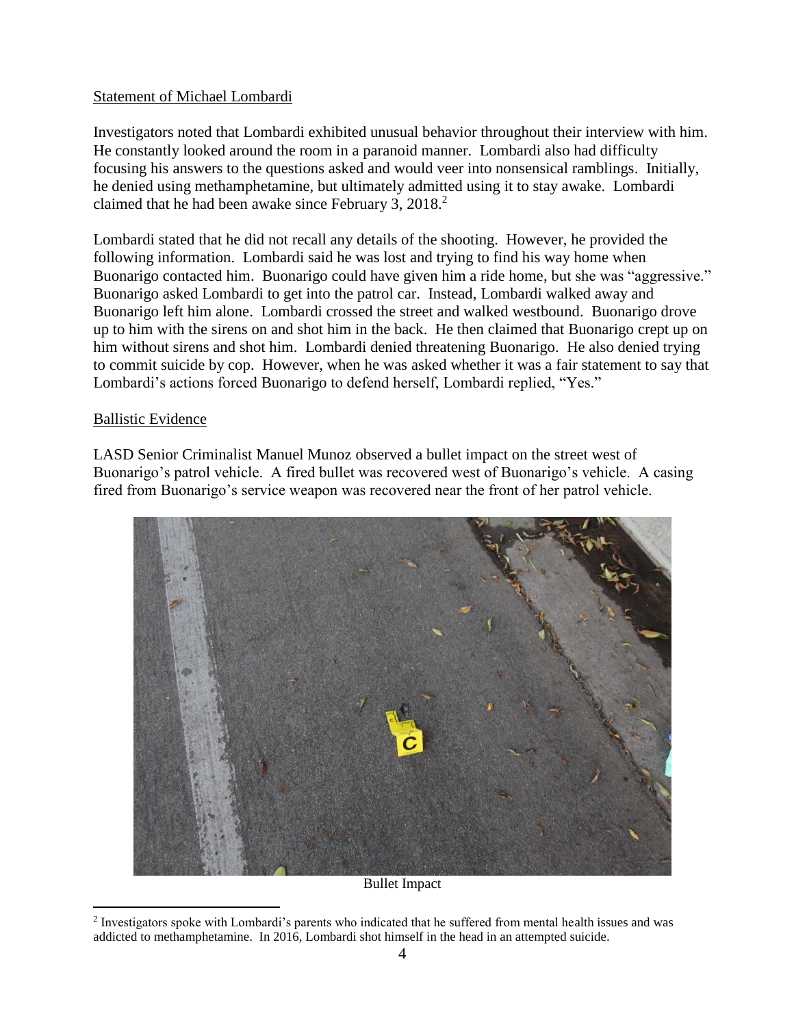Statement of Michael Lombardi

Investigators noted that Lombardi exhibited unusual behavior throughout their interview with him. He constantly looked around the room in a paranoid manner. Lombardi also had difficulty focusing his answers to the questions asked and would veer into nonsensical ramblings. Initially, he denied using methamphetamine, but ultimately admitted using it to stay awake. Lombardi claimed that he had been awake since February 3, 2018.[2]

Lombardi stated that he did not recall any details of the shooting. However, he provided the following information. Lombardi said he was lost and trying to find his way home when Buonarigo contacted him. Buonarigo could have given him a ride home, but she was "aggressive." Buonarigo asked Lombardi to get into the patrol car. Instead, Lombardi walked away and Buonarigo left him alone. Lombardi crossed the street and walked westbound. Buonarigo drove up to him with the sirens on and shot him in the back. He then claimed that Buonarigo crept up on him without sirens and shot him. Lombardi denied threatening Buonarigo. He also denied trying to commit suicide by cop. However, when he was asked whether it was a fair statement to say that Lombardi's actions forced Buonarigo to defend herself, Lombardi replied, "Yes."

Ballistic Evidence

LASD Senior Criminalist Manuel Munoz observed a bullet impact on the street west of Buonarigo's patrol vehicle. A fired bullet was recovered west of Buonarigo's vehicle. A casing fired from Buonarigo's service weapon was recovered near the front of her patrol vehicle.

Bullet Impact

[2] Investigators spoke with Lombardi's parents who indicated that he suffered from mental health issues and was addicted to methamphetamine. In 2016, Lombardi shot himself in the head in an attempted suicide.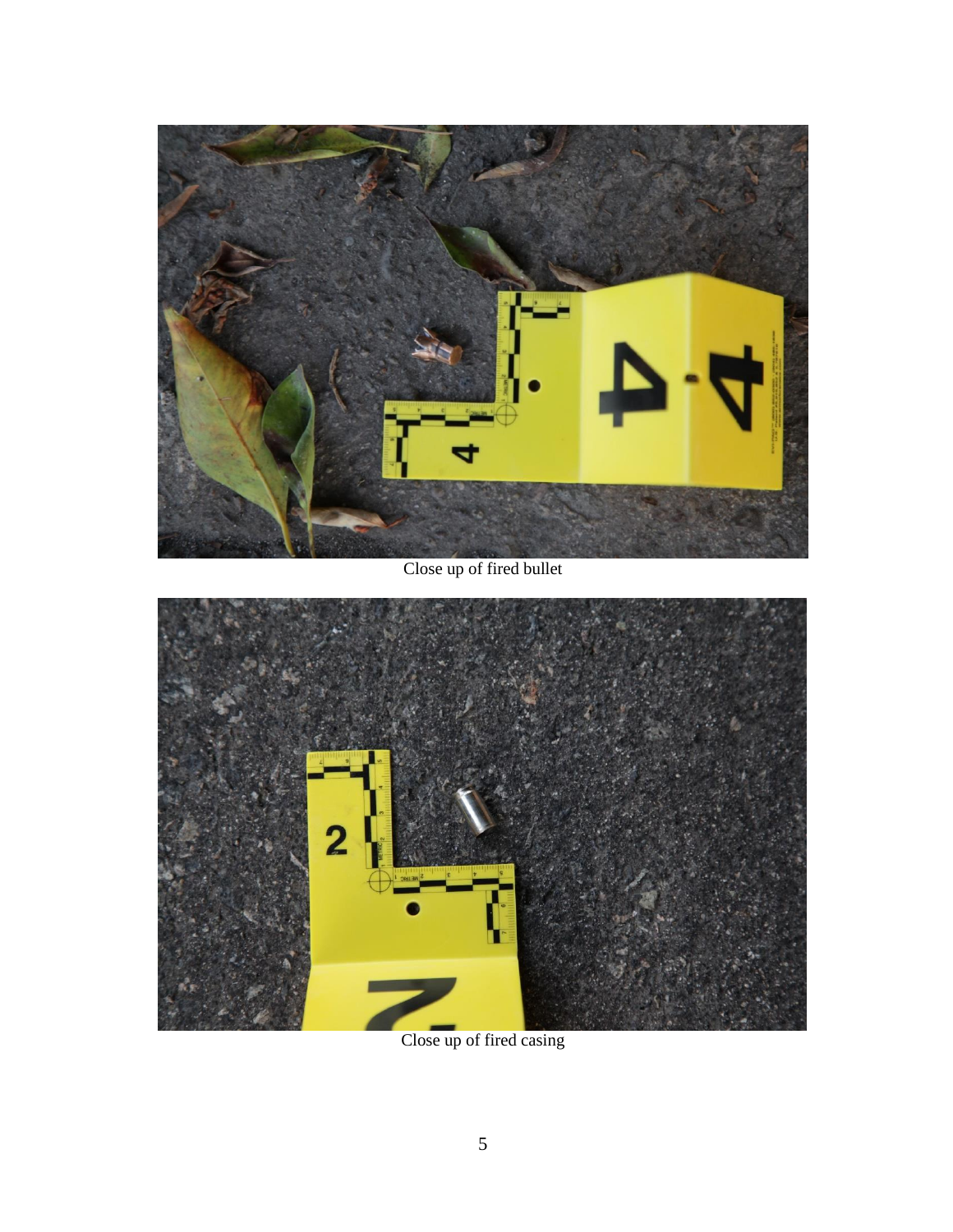Close up of fired bullet

Close up of fired casing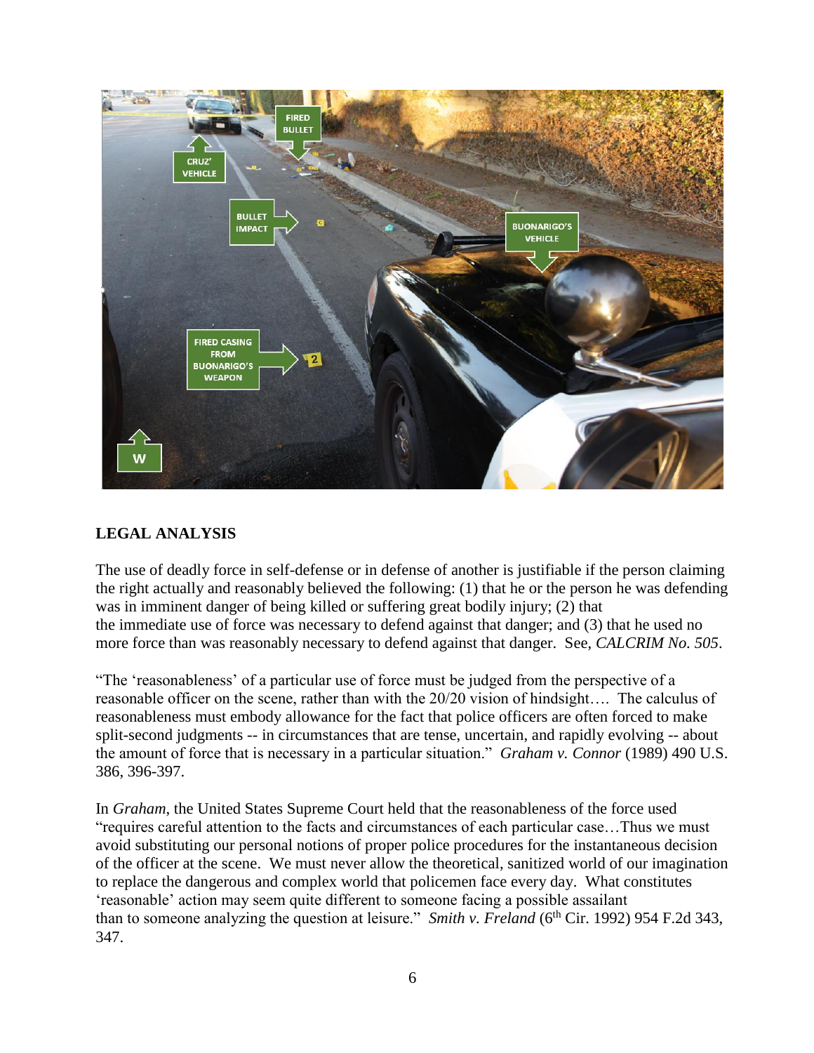## LEGAL ANALYSIS

The use of deadly force in self-defense or in defense of another is justifiable if the person claiming the right actually and reasonably believed the following: (1) that he or the person he was defending was in imminent danger of being killed or suffering great bodily injury; (2) that the immediate use of force was necessary to defend against that danger; and (3) that he used no more force than was reasonably necessary to defend against that danger. See, *CALCRIM No. 505*.

"The 'reasonableness' of a particular use of force must be judged from the perspective of a reasonable officer on the scene, rather than with the 20/20 vision of hindsight…. The calculus of reasonableness must embody allowance for the fact that police officers are often forced to make split-second judgments -- in circumstances that are tense, uncertain, and rapidly evolving -- about the amount of force that is necessary in a particular situation." *Graham v. Connor* (1989) 490 U.S. 386, 396-397.

In *Graham*, the United States Supreme Court held that the reasonableness of the force used "requires careful attention to the facts and circumstances of each particular case…Thus we must avoid substituting our personal notions of proper police procedures for the instantaneous decision of the officer at the scene. We must never allow the theoretical, sanitized world of our imagination to replace the dangerous and complex world that policemen face every day. What constitutes 'reasonable' action may seem quite different to someone facing a possible assailant than to someone analyzing the question at leisure." *Smith v. Freland* (6th Cir. 1992) 954 F.2d 343, 347.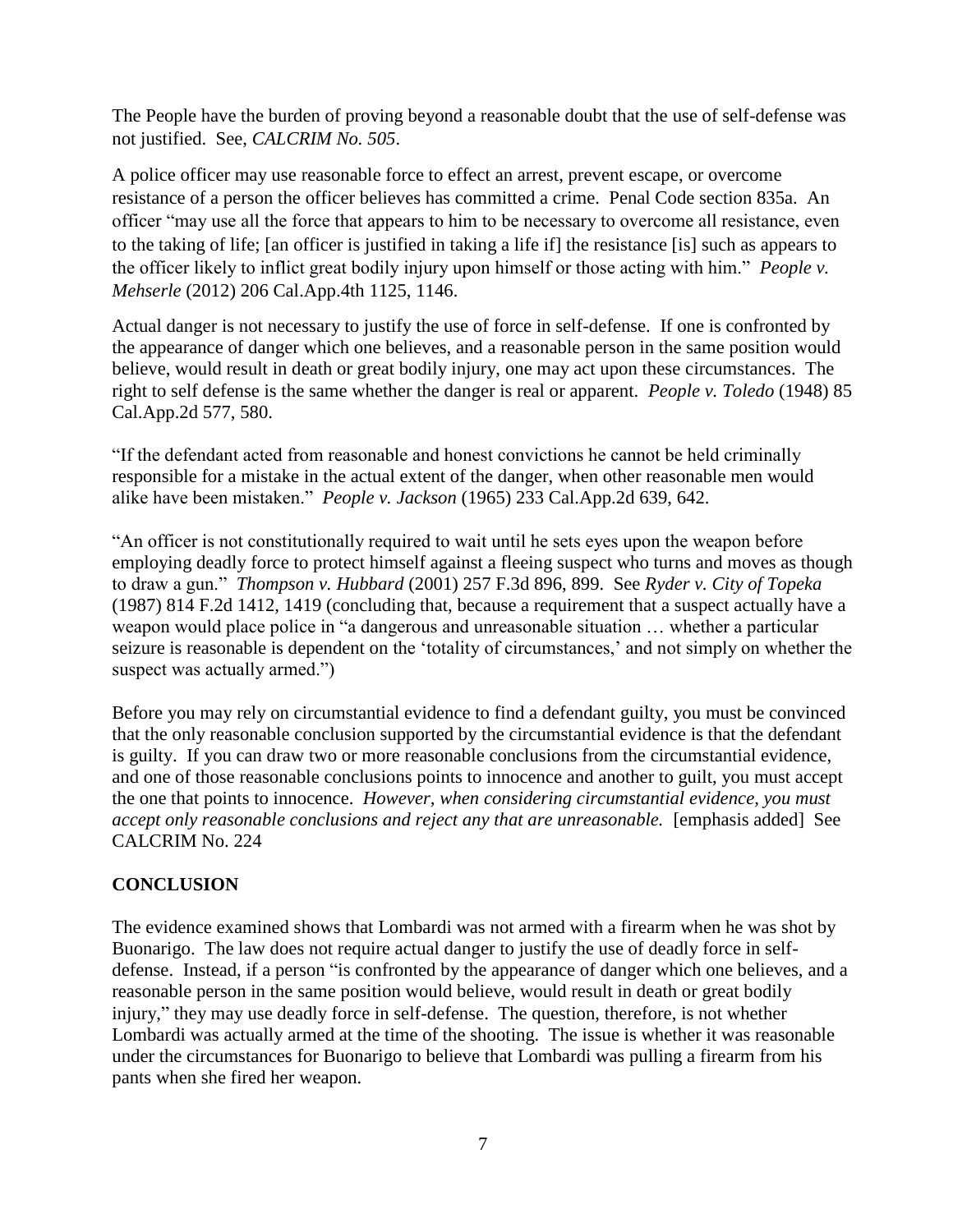The People have the burden of proving beyond a reasonable doubt that the use of self-defense was not justified. See, *CALCRIM No. 505*.

A police officer may use reasonable force to effect an arrest, prevent escape, or overcome resistance of a person the officer believes has committed a crime. Penal Code section 835a. An officer "may use all the force that appears to him to be necessary to overcome all resistance, even to the taking of life; [an officer is justified in taking a life if] the resistance [is] such as appears to the officer likely to inflict great bodily injury upon himself or those acting with him." *People v. Mehserle* (2012) 206 Cal.App.4th 1125, 1146.

Actual danger is not necessary to justify the use of force in self-defense. If one is confronted by the appearance of danger which one believes, and a reasonable person in the same position would believe, would result in death or great bodily injury, one may act upon these circumstances. The right to self defense is the same whether the danger is real or apparent. *People v. Toledo* (1948) 85 Cal.App.2d 577, 580.

"If the defendant acted from reasonable and honest convictions he cannot be held criminally responsible for a mistake in the actual extent of the danger, when other reasonable men would alike have been mistaken." *People v. Jackson* (1965) 233 Cal.App.2d 639, 642.

"An officer is not constitutionally required to wait until he sets eyes upon the weapon before employing deadly force to protect himself against a fleeing suspect who turns and moves as though to draw a gun." *Thompson v. Hubbard* (2001) 257 F.3d 896, 899. See *Ryder v. City of Topeka* (1987) 814 F.2d 1412, 1419 (concluding that, because a requirement that a suspect actually have a weapon would place police in "a dangerous and unreasonable situation … whether a particular seizure is reasonable is dependent on the 'totality of circumstances,' and not simply on whether the suspect was actually armed.")

Before you may rely on circumstantial evidence to find a defendant guilty, you must be convinced that the only reasonable conclusion supported by the circumstantial evidence is that the defendant is guilty. If you can draw two or more reasonable conclusions from the circumstantial evidence, and one of those reasonable conclusions points to innocence and another to guilt, you must accept the one that points to innocence. *However, when considering circumstantial evidence, you must accept only reasonable conclusions and reject any that are unreasonable.* [emphasis added] See CALCRIM No. 224

## CONCLUSION

The evidence examined shows that Lombardi was not armed with a firearm when he was shot by Buonarigo. The law does not require actual danger to justify the use of deadly force in self-defense. Instead, if a person "is confronted by the appearance of danger which one believes, and a reasonable person in the same position would believe, would result in death or great bodily injury," they may use deadly force in self-defense. The question, therefore, is not whether Lombardi was actually armed at the time of the shooting. The issue is whether it was reasonable under the circumstances for Buonarigo to believe that Lombardi was pulling a firearm from his pants when she fired her weapon.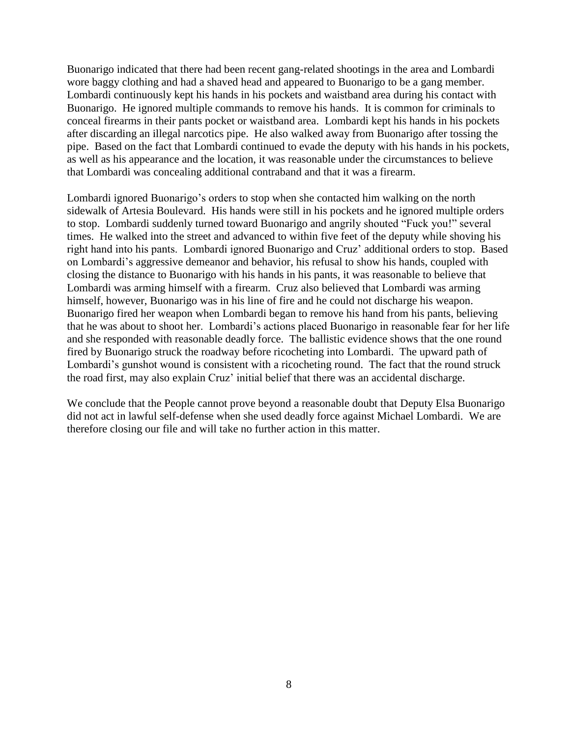Buonarigo indicated that there had been recent gang-related shootings in the area and Lombardi wore baggy clothing and had a shaved head and appeared to Buonarigo to be a gang member. Lombardi continuously kept his hands in his pockets and waistband area during his contact with Buonarigo. He ignored multiple commands to remove his hands. It is common for criminals to conceal firearms in their pants pocket or waistband area. Lombardi kept his hands in his pockets after discarding an illegal narcotics pipe. He also walked away from Buonarigo after tossing the pipe. Based on the fact that Lombardi continued to evade the deputy with his hands in his pockets, as well as his appearance and the location, it was reasonable under the circumstances to believe that Lombardi was concealing additional contraband and that it was a firearm.

Lombardi ignored Buonarigo's orders to stop when she contacted him walking on the north sidewalk of Artesia Boulevard. His hands were still in his pockets and he ignored multiple orders to stop. Lombardi suddenly turned toward Buonarigo and angrily shouted "Fuck you!" several times. He walked into the street and advanced to within five feet of the deputy while shoving his right hand into his pants. Lombardi ignored Buonarigo and Cruz' additional orders to stop. Based on Lombardi's aggressive demeanor and behavior, his refusal to show his hands, coupled with closing the distance to Buonarigo with his hands in his pants, it was reasonable to believe that Lombardi was arming himself with a firearm. Cruz also believed that Lombardi was arming himself, however, Buonarigo was in his line of fire and he could not discharge his weapon. Buonarigo fired her weapon when Lombardi began to remove his hand from his pants, believing that he was about to shoot her. Lombardi's actions placed Buonarigo in reasonable fear for her life and she responded with reasonable deadly force. The ballistic evidence shows that the one round fired by Buonarigo struck the roadway before ricocheting into Lombardi. The upward path of Lombardi's gunshot wound is consistent with a ricocheting round. The fact that the round struck the road first, may also explain Cruz' initial belief that there was an accidental discharge.

We conclude that the People cannot prove beyond a reasonable doubt that Deputy Elsa Buonarigo did not act in lawful self-defense when she used deadly force against Michael Lombardi. We are therefore closing our file and will take no further action in this matter.